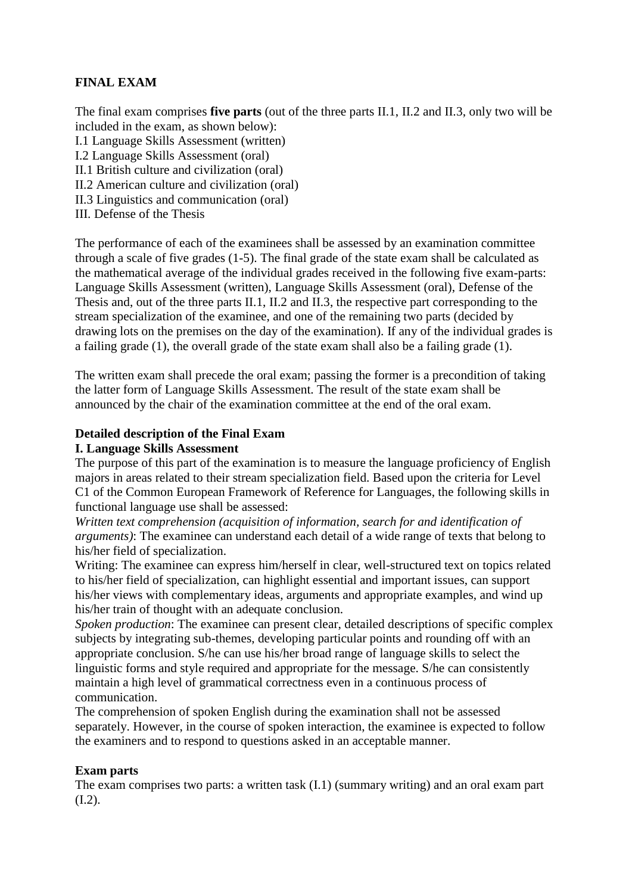# FINAL EXAM

The final exam comprises **five parts** (out of the three parts II.1, II.2 and II.3, only two will be included in the exam, as shown below):
I.1 Language Skills Assessment (written)
I.2 Language Skills Assessment (oral)
II.1 British culture and civilization (oral)
II.2 American culture and civilization (oral)
II.3 Linguistics and communication (oral)
III. Defense of the Thesis

The performance of each of the examinees shall be assessed by an examination committee through a scale of five grades (1-5). The final grade of the state exam shall be calculated as the mathematical average of the individual grades received in the following five exam-parts: Language Skills Assessment (written), Language Skills Assessment (oral), Defense of the Thesis and, out of the three parts II.1, II.2 and II.3, the respective part corresponding to the stream specialization of the examinee, and one of the remaining two parts (decided by drawing lots on the premises on the day of the examination). If any of the individual grades is a failing grade (1), the overall grade of the state exam shall also be a failing grade (1).

The written exam shall precede the oral exam; passing the former is a precondition of taking the latter form of Language Skills Assessment. The result of the state exam shall be announced by the chair of the examination committee at the end of the oral exam.

## Detailed description of the Final Exam

### I. Language Skills Assessment

The purpose of this part of the examination is to measure the language proficiency of English majors in areas related to their stream specialization field. Based upon the criteria for Level C1 of the Common European Framework of Reference for Languages, the following skills in functional language use shall be assessed:

*Written text comprehension (acquisition of information, search for and identification of arguments)*: The examinee can understand each detail of a wide range of texts that belong to his/her field of specialization.

Writing: The examinee can express him/herself in clear, well-structured text on topics related to his/her field of specialization, can highlight essential and important issues, can support his/her views with complementary ideas, arguments and appropriate examples, and wind up his/her train of thought with an adequate conclusion.

*Spoken production*: The examinee can present clear, detailed descriptions of specific complex subjects by integrating sub-themes, developing particular points and rounding off with an appropriate conclusion. S/he can use his/her broad range of language skills to select the linguistic forms and style required and appropriate for the message. S/he can consistently maintain a high level of grammatical correctness even in a continuous process of communication.

The comprehension of spoken English during the examination shall not be assessed separately. However, in the course of spoken interaction, the examinee is expected to follow the examiners and to respond to questions asked in an acceptable manner.

### Exam parts

The exam comprises two parts: a written task (I.1) (summary writing) and an oral exam part (I.2).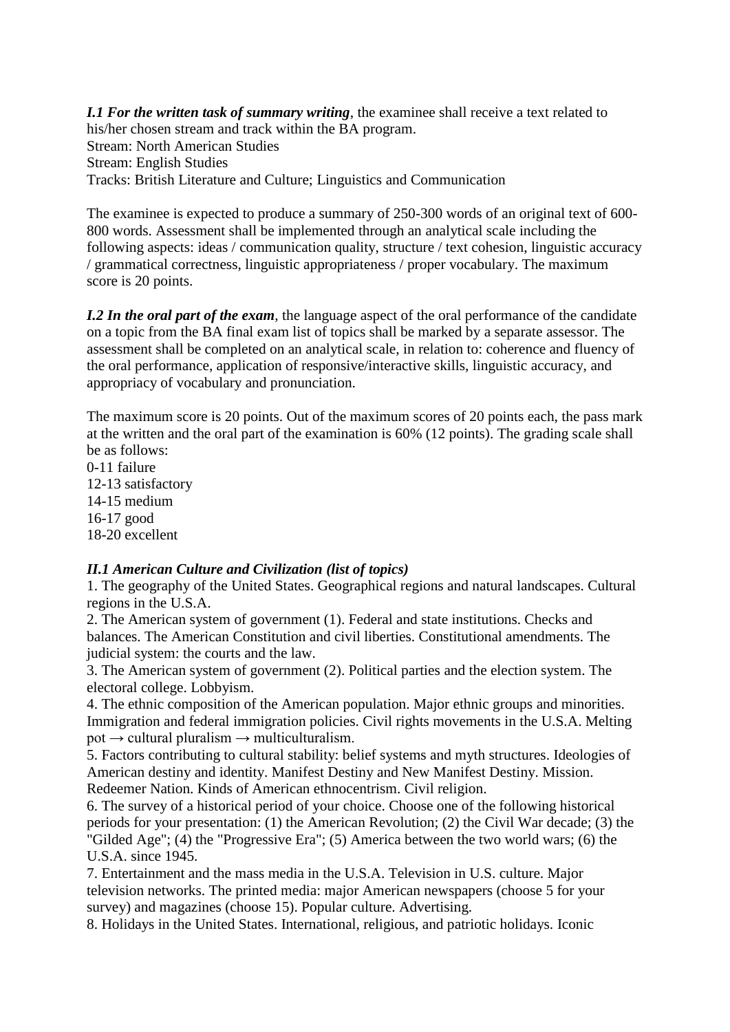***I.1 For the written task of summary writing***, the examinee shall receive a text related to his/her chosen stream and track within the BA program.
Stream: North American Studies
Stream: English Studies
Tracks: British Literature and Culture; Linguistics and Communication

The examinee is expected to produce a summary of 250-300 words of an original text of 600-800 words. Assessment shall be implemented through an analytical scale including the following aspects: ideas / communication quality, structure / text cohesion, linguistic accuracy / grammatical correctness, linguistic appropriateness / proper vocabulary. The maximum score is 20 points.

***I.2 In the oral part of the exam***, the language aspect of the oral performance of the candidate on a topic from the BA final exam list of topics shall be marked by a separate assessor. The assessment shall be completed on an analytical scale, in relation to: coherence and fluency of the oral performance, application of responsive/interactive skills, linguistic accuracy, and appropriacy of vocabulary and pronunciation.

The maximum score is 20 points. Out of the maximum scores of 20 points each, the pass mark at the written and the oral part of the examination is 60% (12 points). The grading scale shall be as follows:
0-11 failure
12-13 satisfactory
14-15 medium
16-17 good
18-20 excellent

***II.1 American Culture and Civilization (list of topics)***

1. The geography of the United States. Geographical regions and natural landscapes. Cultural regions in the U.S.A.
2. The American system of government (1). Federal and state institutions. Checks and balances. The American Constitution and civil liberties. Constitutional amendments. The judicial system: the courts and the law.
3. The American system of government (2). Political parties and the election system. The electoral college. Lobbyism.
4. The ethnic composition of the American population. Major ethnic groups and minorities. Immigration and federal immigration policies. Civil rights movements in the U.S.A. Melting pot → cultural pluralism → multiculturalism.
5. Factors contributing to cultural stability: belief systems and myth structures. Ideologies of American destiny and identity. Manifest Destiny and New Manifest Destiny. Mission. Redeemer Nation. Kinds of American ethnocentrism. Civil religion.
6. The survey of a historical period of your choice. Choose one of the following historical periods for your presentation: (1) the American Revolution; (2) the Civil War decade; (3) the "Gilded Age"; (4) the "Progressive Era"; (5) America between the two world wars; (6) the U.S.A. since 1945.
7. Entertainment and the mass media in the U.S.A. Television in U.S. culture. Major television networks. The printed media: major American newspapers (choose 5 for your survey) and magazines (choose 15). Popular culture. Advertising.
8. Holidays in the United States. International, religious, and patriotic holidays. Iconic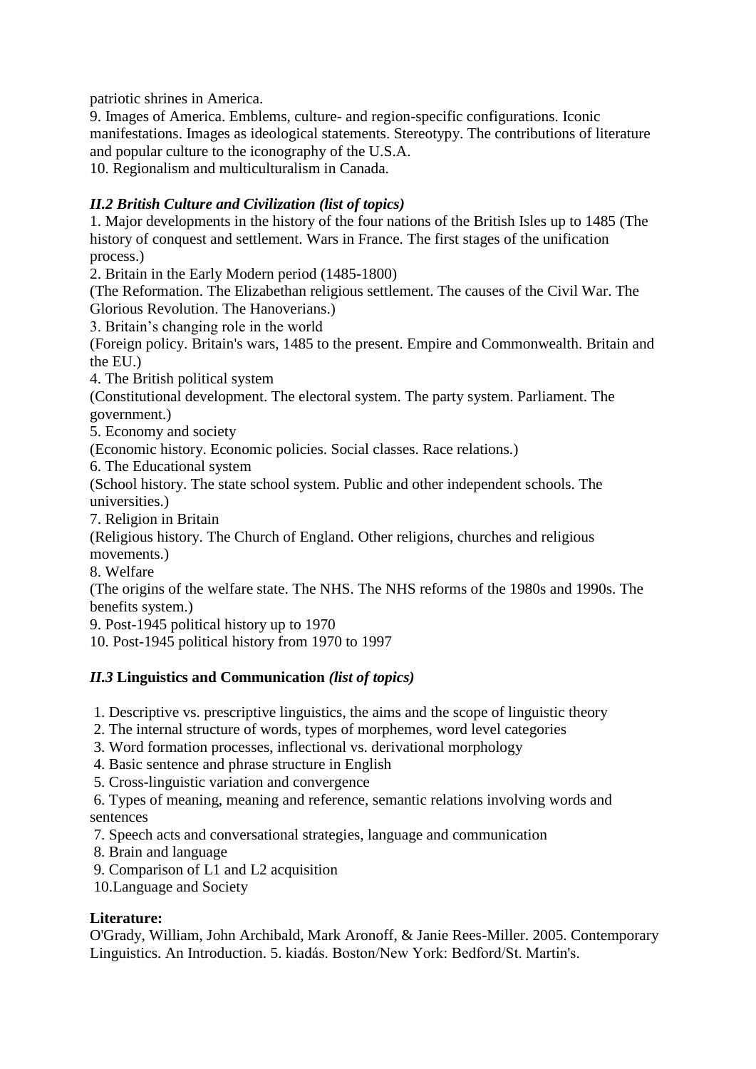patriotic shrines in America.

9. Images of America. Emblems, culture- and region-specific configurations. Iconic manifestations. Images as ideological statements. Stereotypy. The contributions of literature and popular culture to the iconography of the U.S.A.

10. Regionalism and multiculturalism in Canada.

### *II.2 British Culture and Civilization (list of topics)*

1. Major developments in the history of the four nations of the British Isles up to 1485 (The history of conquest and settlement. Wars in France. The first stages of the unification process.)
2. Britain in the Early Modern period (1485-1800)
(The Reformation. The Elizabethan religious settlement. The causes of the Civil War. The Glorious Revolution. The Hanoverians.)
3. Britain's changing role in the world
(Foreign policy. Britain's wars, 1485 to the present. Empire and Commonwealth. Britain and the EU.)
4. The British political system
(Constitutional development. The electoral system. The party system. Parliament. The government.)
5. Economy and society
(Economic history. Economic policies. Social classes. Race relations.)
6. The Educational system
(School history. The state school system. Public and other independent schools. The universities.)
7. Religion in Britain
(Religious history. The Church of England. Other religions, churches and religious movements.)
8. Welfare
(The origins of the welfare state. The NHS. The NHS reforms of the 1980s and 1990s. The benefits system.)
9. Post-1945 political history up to 1970
10. Post-1945 political history from 1970 to 1997

### *II.3* **Linguistics and Communication** *(list of topics)*

1. Descriptive vs. prescriptive linguistics, the aims and the scope of linguistic theory
2. The internal structure of words, types of morphemes, word level categories
3. Word formation processes, inflectional vs. derivational morphology
4. Basic sentence and phrase structure in English
5. Cross-linguistic variation and convergence
6. Types of meaning, meaning and reference, semantic relations involving words and sentences
7. Speech acts and conversational strategies, language and communication
8. Brain and language
9. Comparison of L1 and L2 acquisition
10. Language and Society

**Literature:**

O'Grady, William, John Archibald, Mark Aronoff, & Janie Rees-Miller. 2005. Contemporary Linguistics. An Introduction. 5. kiadás. Boston/New York: Bedford/St. Martin's.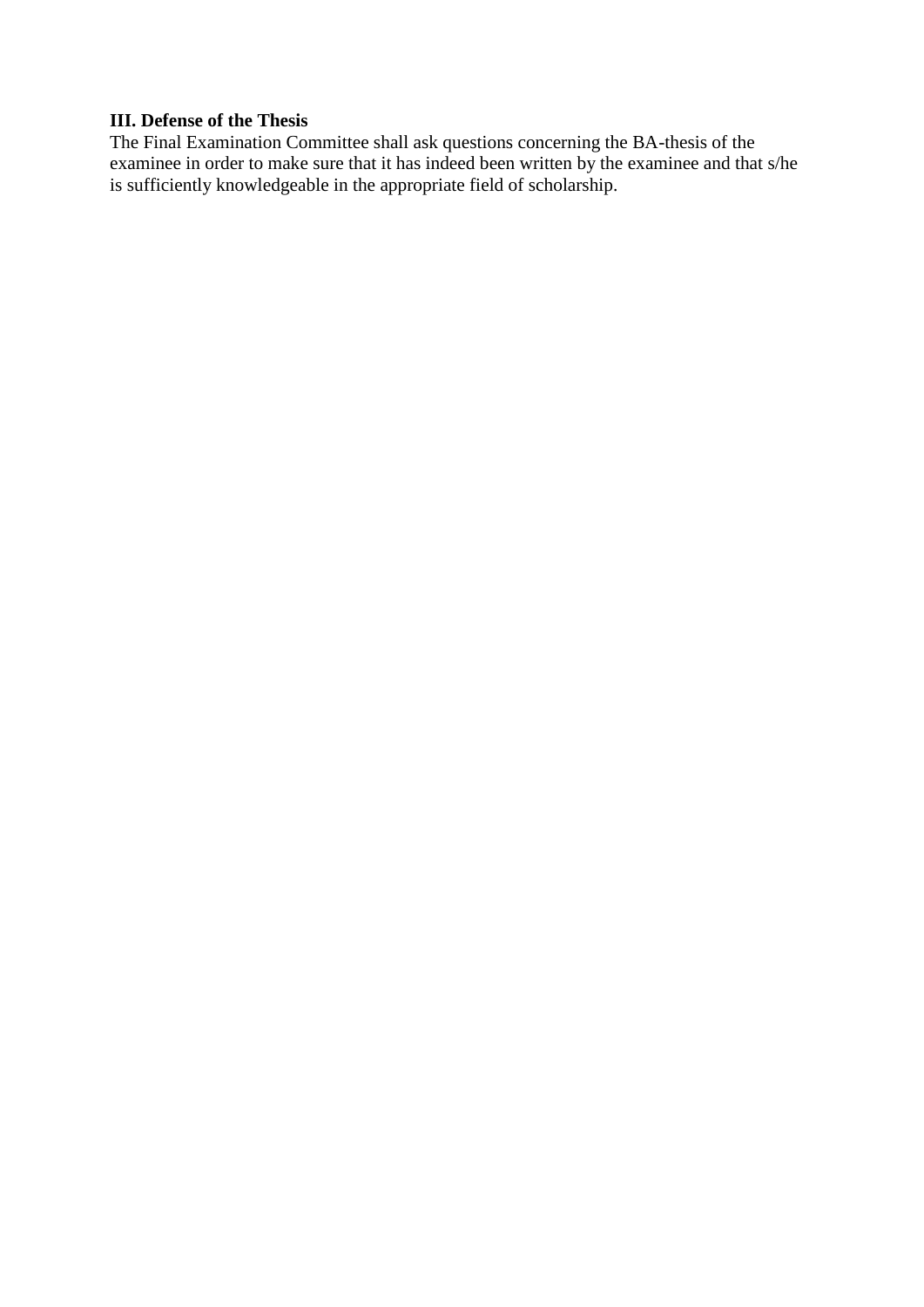**III. Defense of the Thesis**

The Final Examination Committee shall ask questions concerning the BA-thesis of the examinee in order to make sure that it has indeed been written by the examinee and that s/he is sufficiently knowledgeable in the appropriate field of scholarship.